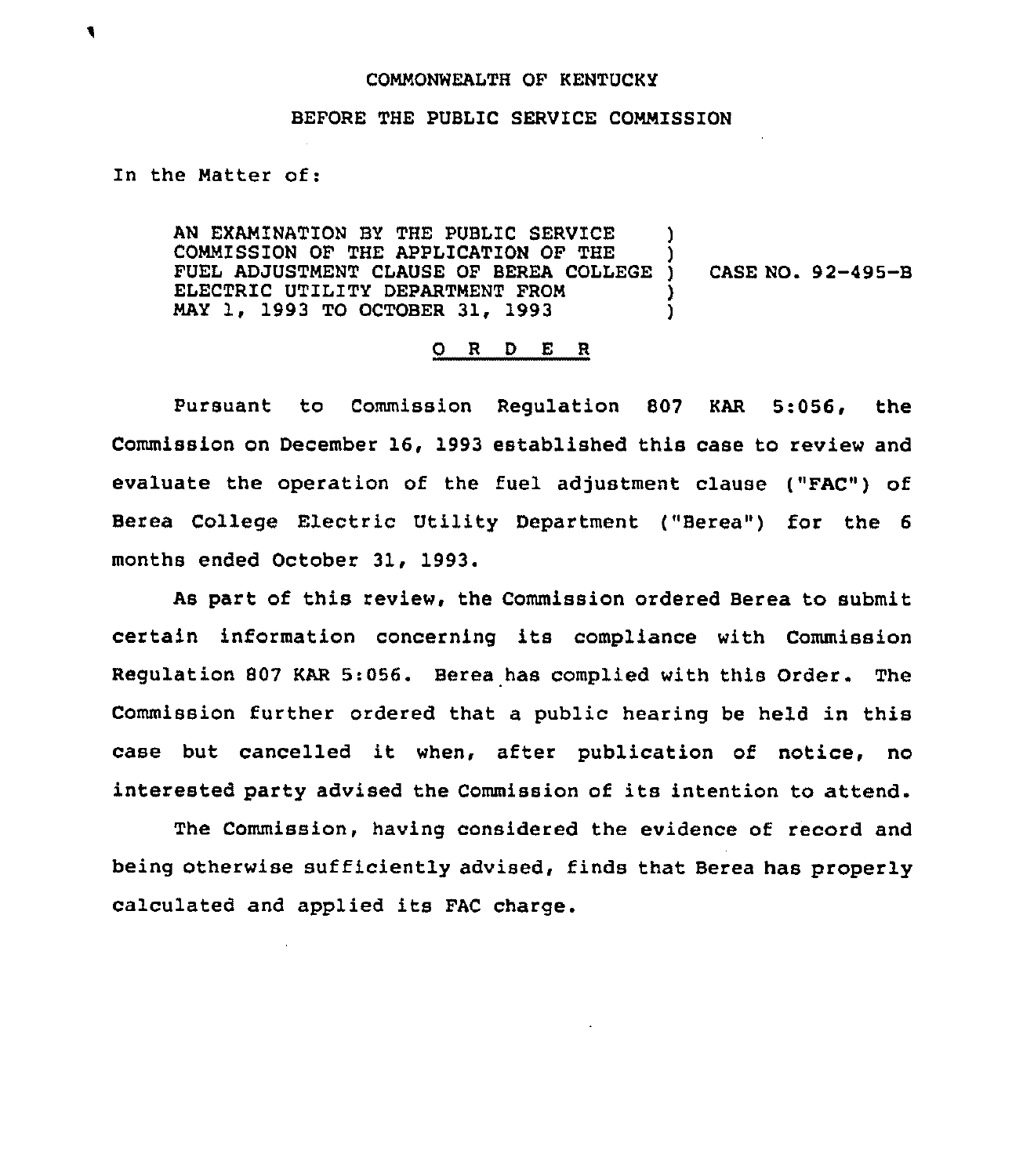COMMONWEALTH OF KENTUCKY

BEFORE THE PUBLIC SERVICE COMMISSION

In the Matter of:

AN EXAMINATION BY THE PUBLIC SERVICE COMMISSION OF THE APPLICATION OF THE FUEL ADJUSTMENT CLAUSE OF BEREA COLLEGE ELECTRIC UTILITY DEPARTMENT FROM MAY 1, 1993 TO OCTOBER 31, 1993 ) CASE NO. 92-495-B

# O R D E R

Pursuant to Commission Regulation 807 KAR 5:056, the Commission on December 16, 1993 established this case to review and evaluate the operation of the fuel adjustment clause ("FAC") of Berea College Electric Utility Department ("Berea") for the 6 months ended October 31, 1993.

As part of this review, the Commission ordered Berea to submit certain information concerning its compliance with Commission Regulation 807 KAR 5:056. Berea has complied with this Order. The Commission further ordered that a public hearing be held in this case but cancelled it when, after publication of notice, no interested party advised the Commission of its intention to attend.

The Commission, having considered the evidence of record and being otherwise sufficiently advised, finds that Berea has properly calculated and applied its FAC charge.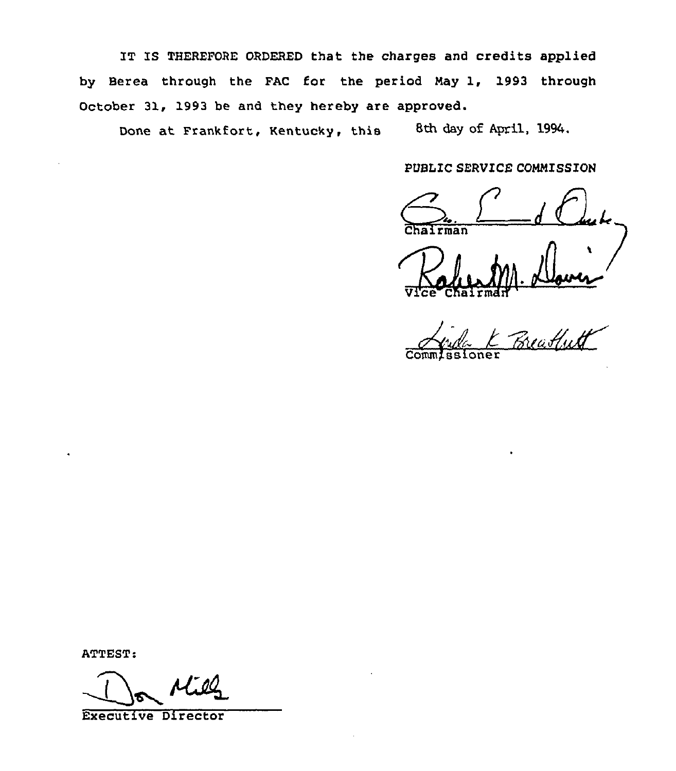IT IS THEREFORE ORDERED that the charges and credits applied by Berea through the FAC for the period May 1, 1993 through October 31, 1993 be and they hereby are approved.

Done at Frankfort, Kentucky, this 8th day of April, 1994.

*PUBLIC SERVICE COMMISSION*

Chairman

Vice Chairman

Commissioner

ATTEST:

Executive Director